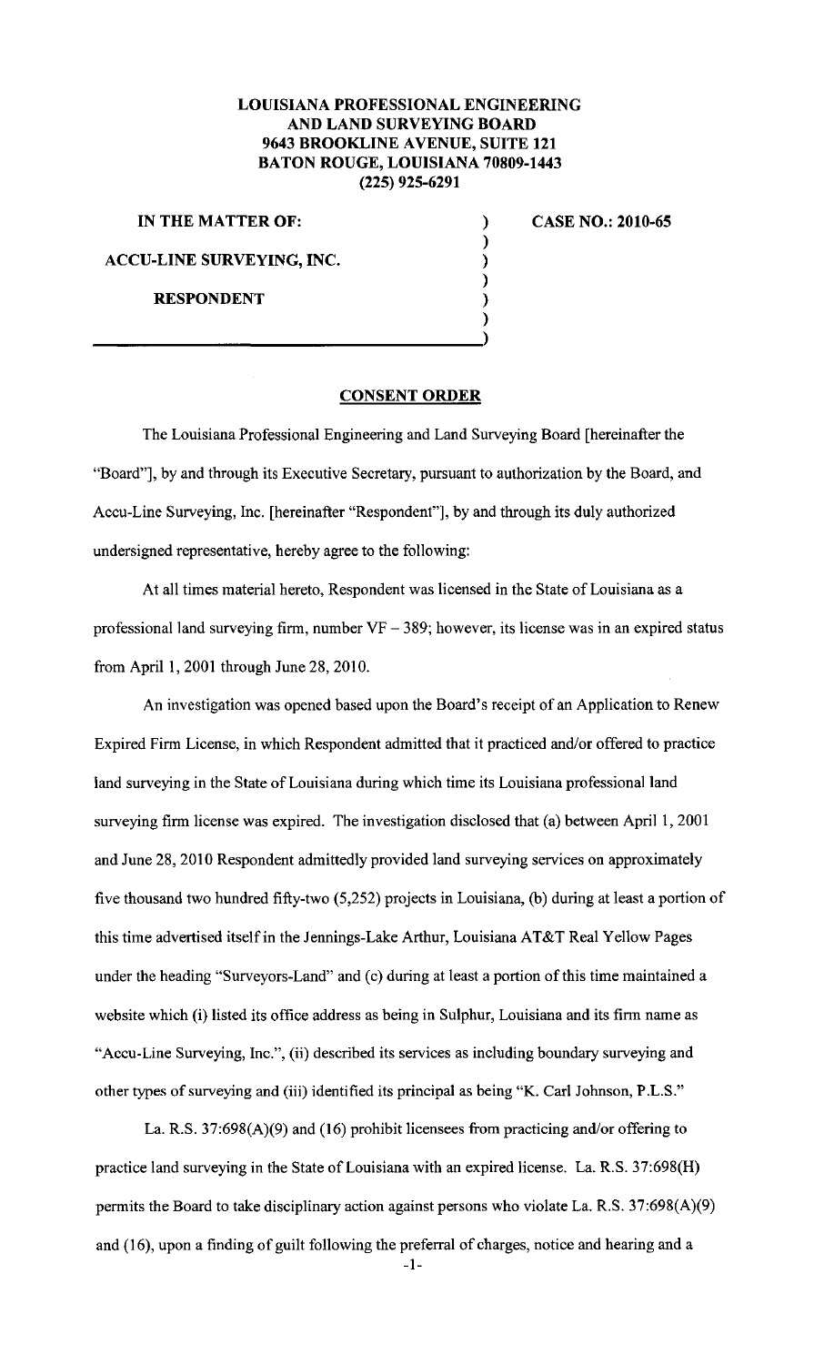**LOUISIANA PROFESSIONAL ENGINEERING**
**AND LAND SURVEYING BOARD**
**9643 BROOKLINE AVENUE, SUITE 121**
**BATON ROUGE, LOUISIANA 70809-1443**
**(225) 925-6291**

| | | |
|---|---|---|
| **IN THE MATTER OF:** | ) | **CASE NO.: 2010-65** |
| | ) | |
| **ACCU-LINE SURVEYING, INC.** | ) | |
| | ) | |
| **RESPONDENT** | ) | |
| | ) | |
| | ) | |

## CONSENT ORDER

The Louisiana Professional Engineering and Land Surveying Board [hereinafter the "Board"], by and through its Executive Secretary, pursuant to authorization by the Board, and Accu-Line Surveying, Inc. [hereinafter "Respondent"], by and through its duly authorized undersigned representative, hereby agree to the following:

At all times material hereto, Respondent was licensed in the State of Louisiana as a professional land surveying firm, number VF – 389; however, its license was in an expired status from April 1, 2001 through June 28, 2010.

An investigation was opened based upon the Board's receipt of an Application to Renew Expired Firm License, in which Respondent admitted that it practiced and/or offered to practice land surveying in the State of Louisiana during which time its Louisiana professional land surveying firm license was expired. The investigation disclosed that (a) between April 1, 2001 and June 28, 2010 Respondent admittedly provided land surveying services on approximately five thousand two hundred fifty-two (5,252) projects in Louisiana, (b) during at least a portion of this time advertised itself in the Jennings-Lake Arthur, Louisiana AT&T Real Yellow Pages under the heading "Surveyors-Land" and (c) during at least a portion of this time maintained a website which (i) listed its office address as being in Sulphur, Louisiana and its firm name as "Accu-Line Surveying, Inc.", (ii) described its services as including boundary surveying and other types of surveying and (iii) identified its principal as being "K. Carl Johnson, P.L.S."

La. R.S. 37:698(A)(9) and (16) prohibit licensees from practicing and/or offering to practice land surveying in the State of Louisiana with an expired license. La. R.S. 37:698(H) permits the Board to take disciplinary action against persons who violate La. R.S. 37:698(A)(9) and (16), upon a finding of guilt following the preferral of charges, notice and hearing and a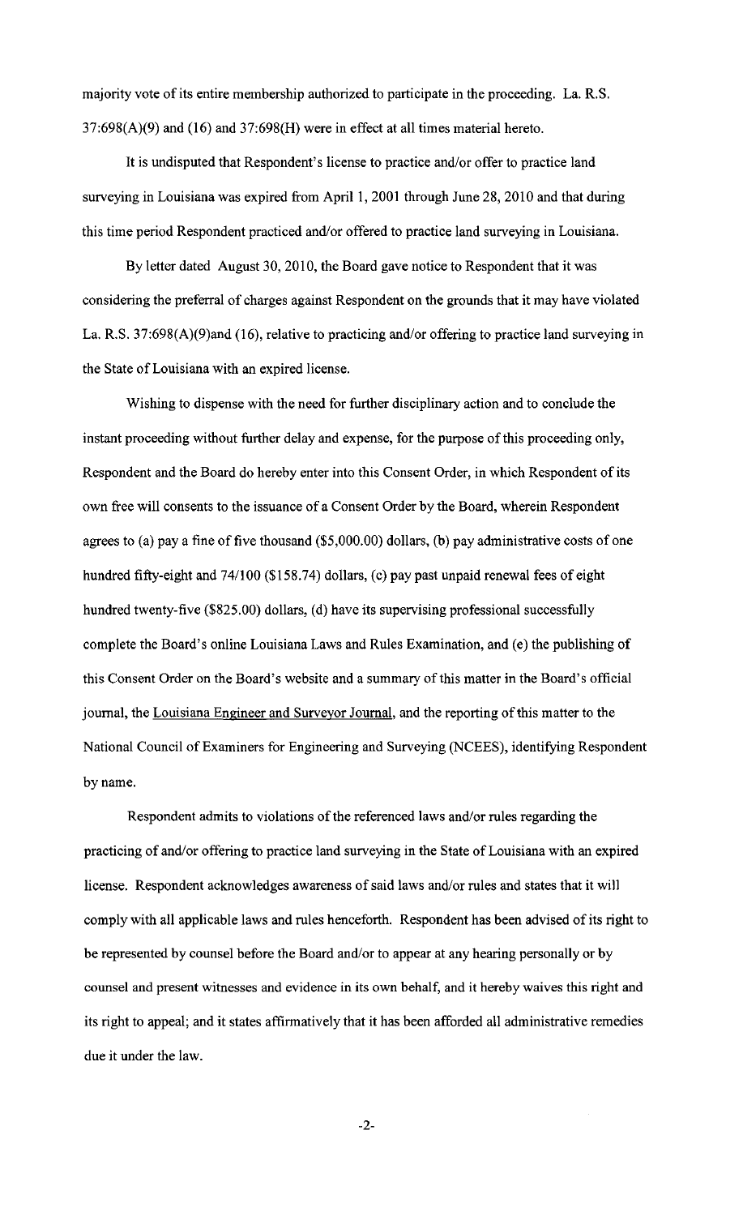majority vote of its entire membership authorized to participate in the proceeding. La. R.S. 37:698(A)(9) and (16) and 37:698(H) were in effect at all times material hereto.

It is undisputed that Respondent's license to practice and/or offer to practice land surveying in Louisiana was expired from April 1, 2001 through June 28, 2010 and that during this time period Respondent practiced and/or offered to practice land surveying in Louisiana.

By letter dated August 30, 2010, the Board gave notice to Respondent that it was considering the preferral of charges against Respondent on the grounds that it may have violated La. R.S. 37:698(A)(9)and (16), relative to practicing and/or offering to practice land surveying in the State of Louisiana with an expired license.

Wishing to dispense with the need for further disciplinary action and to conclude the instant proceeding without further delay and expense, for the purpose of this proceeding only, Respondent and the Board do hereby enter into this Consent Order, in which Respondent of its own free will consents to the issuance of a Consent Order by the Board, wherein Respondent agrees to (a) pay a fine of five thousand ($5,000.00) dollars, (b) pay administrative costs of one hundred fifty-eight and 74/100 ($158.74) dollars, (c) pay past unpaid renewal fees of eight hundred twenty-five ($825.00) dollars, (d) have its supervising professional successfully complete the Board's online Louisiana Laws and Rules Examination, and (e) the publishing of this Consent Order on the Board's website and a summary of this matter in the Board's official journal, the Louisiana Engineer and Surveyor Journal, and the reporting of this matter to the National Council of Examiners for Engineering and Surveying (NCEES), identifying Respondent by name.

Respondent admits to violations of the referenced laws and/or rules regarding the practicing of and/or offering to practice land surveying in the State of Louisiana with an expired license. Respondent acknowledges awareness of said laws and/or rules and states that it will comply with all applicable laws and rules henceforth. Respondent has been advised of its right to be represented by counsel before the Board and/or to appear at any hearing personally or by counsel and present witnesses and evidence in its own behalf, and it hereby waives this right and its right to appeal; and it states affirmatively that it has been afforded all administrative remedies due it under the law.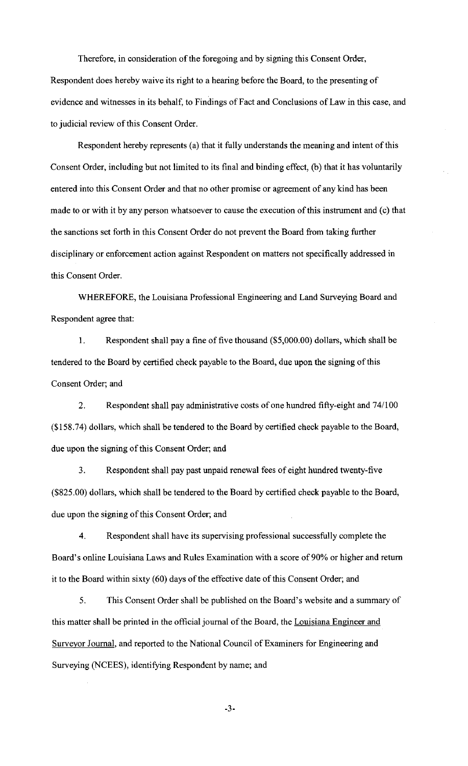Therefore, in consideration of the foregoing and by signing this Consent Order, Respondent does hereby waive its right to a hearing before the Board, to the presenting of evidence and witnesses in its behalf, to Findings of Fact and Conclusions of Law in this case, and to judicial review of this Consent Order.

Respondent hereby represents (a) that it fully understands the meaning and intent of this Consent Order, including but not limited to its final and binding effect, (b) that it has voluntarily entered into this Consent Order and that no other promise or agreement of any kind has been made to or with it by any person whatsoever to cause the execution of this instrument and (c) that the sanctions set forth in this Consent Order do not prevent the Board from taking further disciplinary or enforcement action against Respondent on matters not specifically addressed in this Consent Order.

WHEREFORE, the Louisiana Professional Engineering and Land Surveying Board and Respondent agree that:

1. Respondent shall pay a fine of five thousand ($5,000.00) dollars, which shall be tendered to the Board by certified check payable to the Board, due upon the signing of this Consent Order; and

2. Respondent shall pay administrative costs of one hundred fifty-eight and 74/100 ($158.74) dollars, which shall be tendered to the Board by certified check payable to the Board, due upon the signing of this Consent Order; and

3. Respondent shall pay past unpaid renewal fees of eight hundred twenty-five ($825.00) dollars, which shall be tendered to the Board by certified check payable to the Board, due upon the signing of this Consent Order; and

4. Respondent shall have its supervising professional successfully complete the Board's online Louisiana Laws and Rules Examination with a score of 90% or higher and return it to the Board within sixty (60) days of the effective date of this Consent Order; and

5. This Consent Order shall be published on the Board's website and a summary of this matter shall be printed in the official journal of the Board, the Louisiana Engineer and Surveyor Journal, and reported to the National Council of Examiners for Engineering and Surveying (NCEES), identifying Respondent by name; and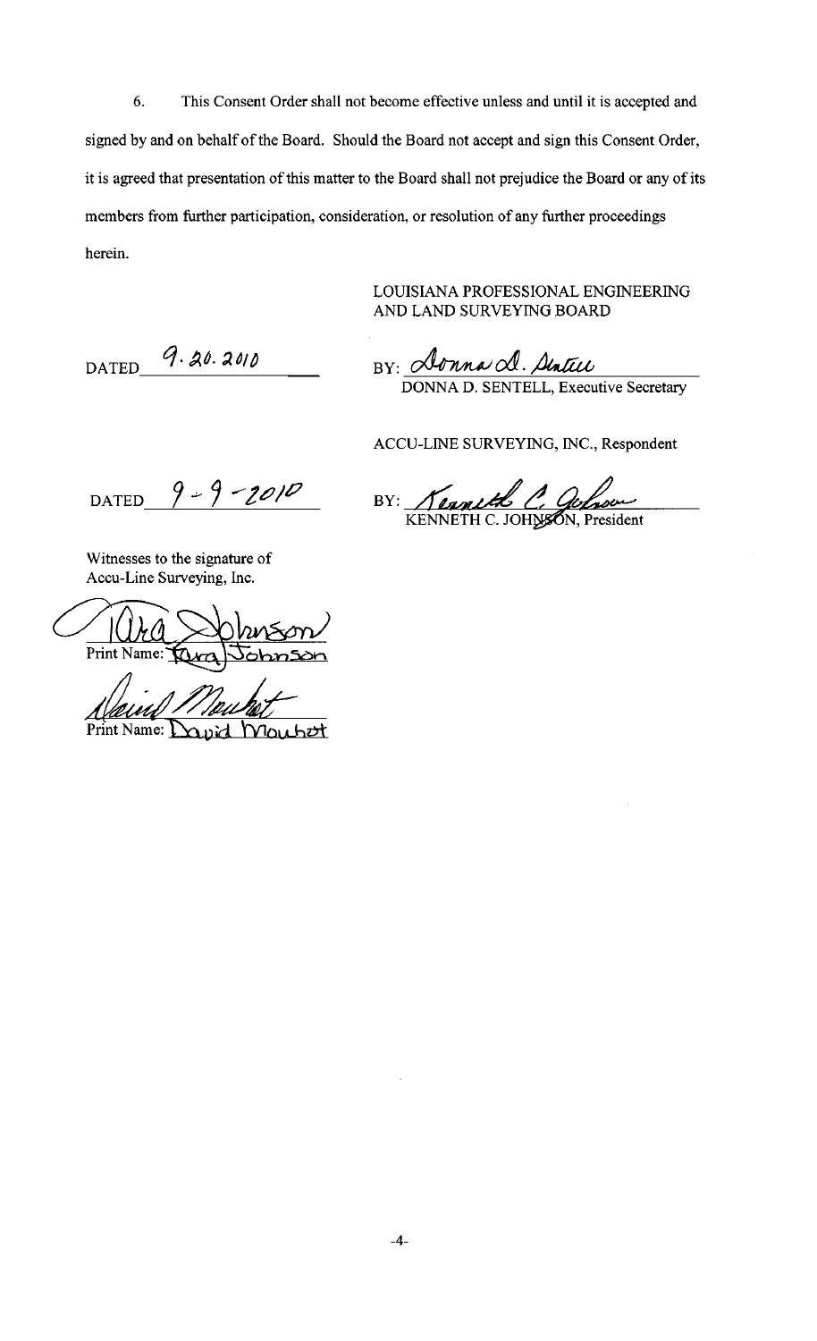6. This Consent Order shall not become effective unless and until it is accepted and signed by and on behalf of the Board. Should the Board not accept and sign this Consent Order, it is agreed that presentation of this matter to the Board shall not prejudice the Board or any of its members from further participation, consideration, or resolution of any further proceedings herein.

LOUISIANA PROFESSIONAL ENGINEERING AND LAND SURVEYING BOARD

DATED 9.20.2010

BY: Donna D. Sentell
DONNA D. SENTELL, Executive Secretary

ACCU-LINE SURVEYING, INC., Respondent

DATED 9-9-2010

BY: Kenneth C. Johnson
KENNETH C. JOHNSON, President

Witnesses to the signature of Accu-Line Surveying, Inc.

Tara Johnson
Print Name: Tara Johnson

David Mouhot
Print Name: David Mouhot